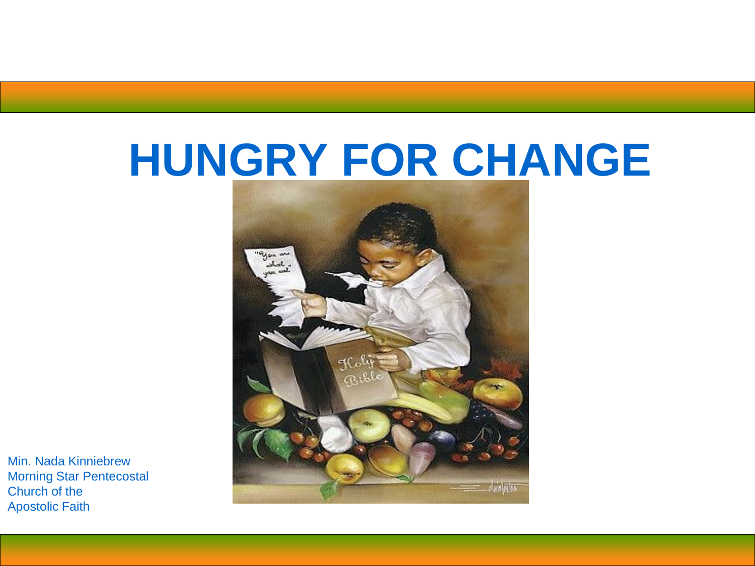# HUNGRY FOR CHANGE

Min. Nada Kinniebrew
Morning Star Pentecostal
Church of the
Apostolic Faith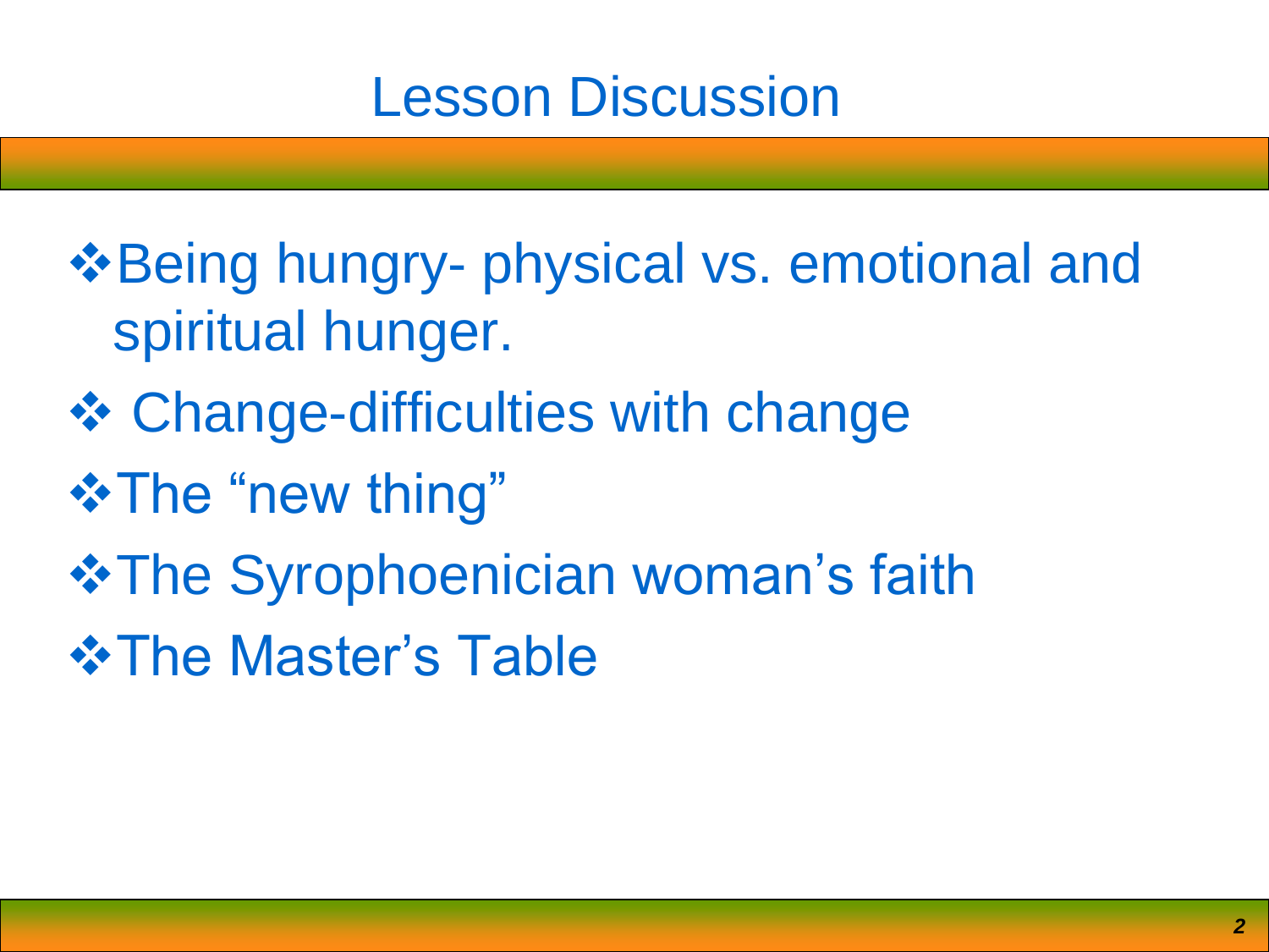# Lesson Discussion

- Being hungry- physical vs. emotional and spiritual hunger.
- Change-difficulties with change
- The “new thing”
- The Syrophoenician woman’s faith
- The Master’s Table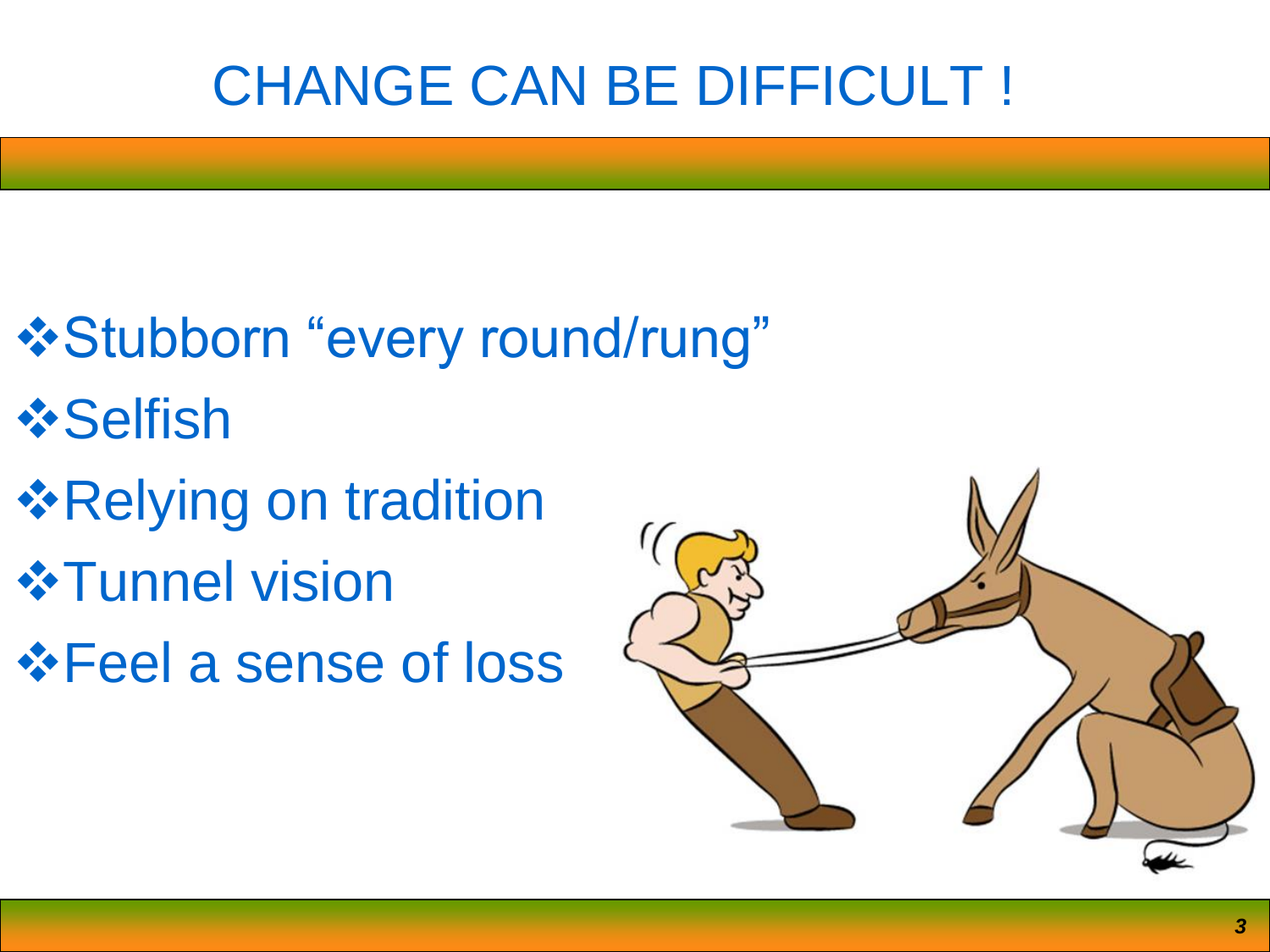# CHANGE CAN BE DIFFICULT !

- Stubborn “every round/rung”
- Selfish
- Relying on tradition
- Tunnel vision
- Feel a sense of loss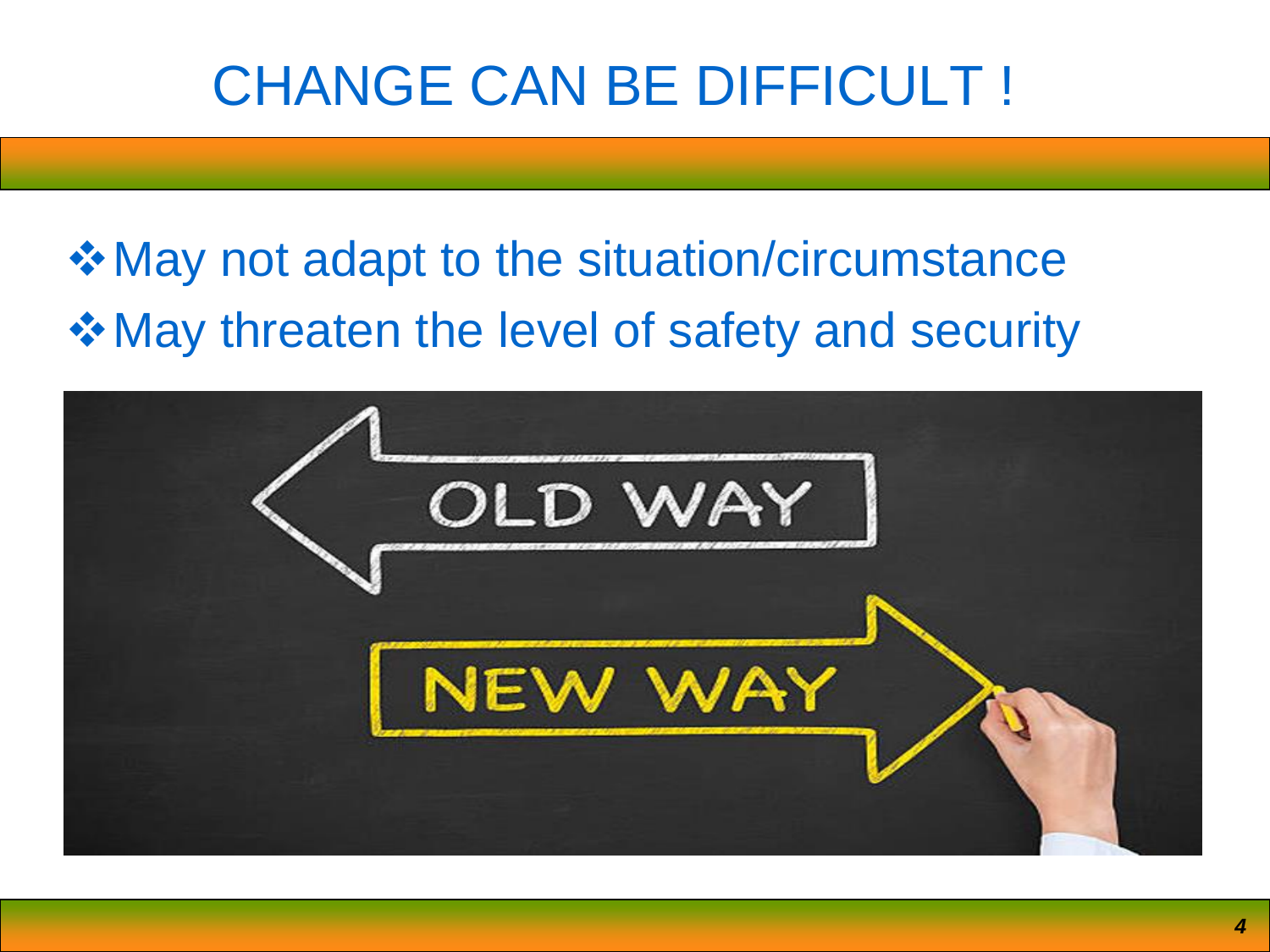# CHANGE CAN BE DIFFICULT !

- May not adapt to the situation/circumstance
- May threaten the level of safety and security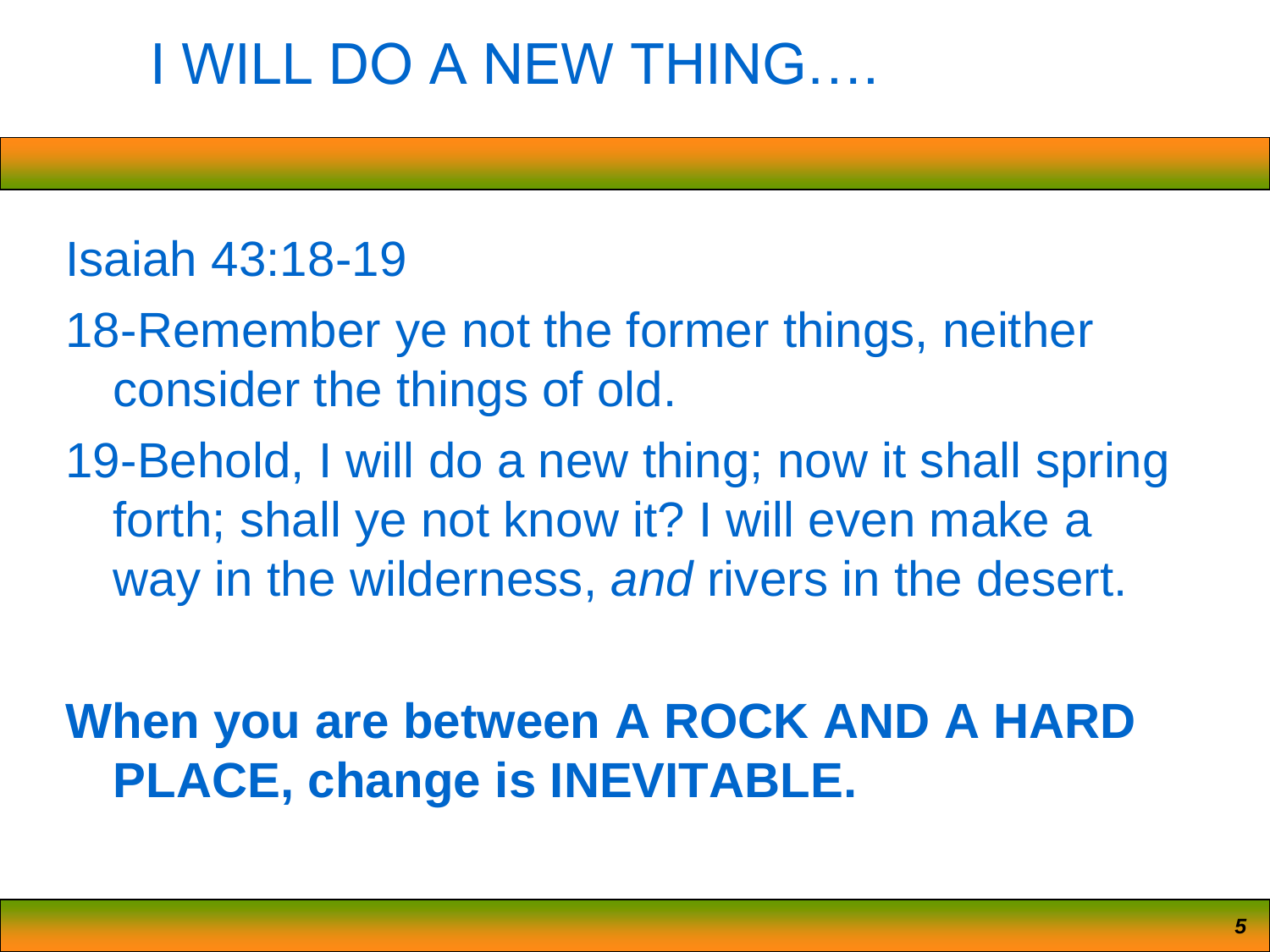# I WILL DO A NEW THING….

Isaiah 43:18-19

18-Remember ye not the former things, neither consider the things of old.

19-Behold, I will do a new thing; now it shall spring forth; shall ye not know it? I will even make a way in the wilderness, *and* rivers in the desert.

**When you are between A ROCK AND A HARD PLACE, change is INEVITABLE.**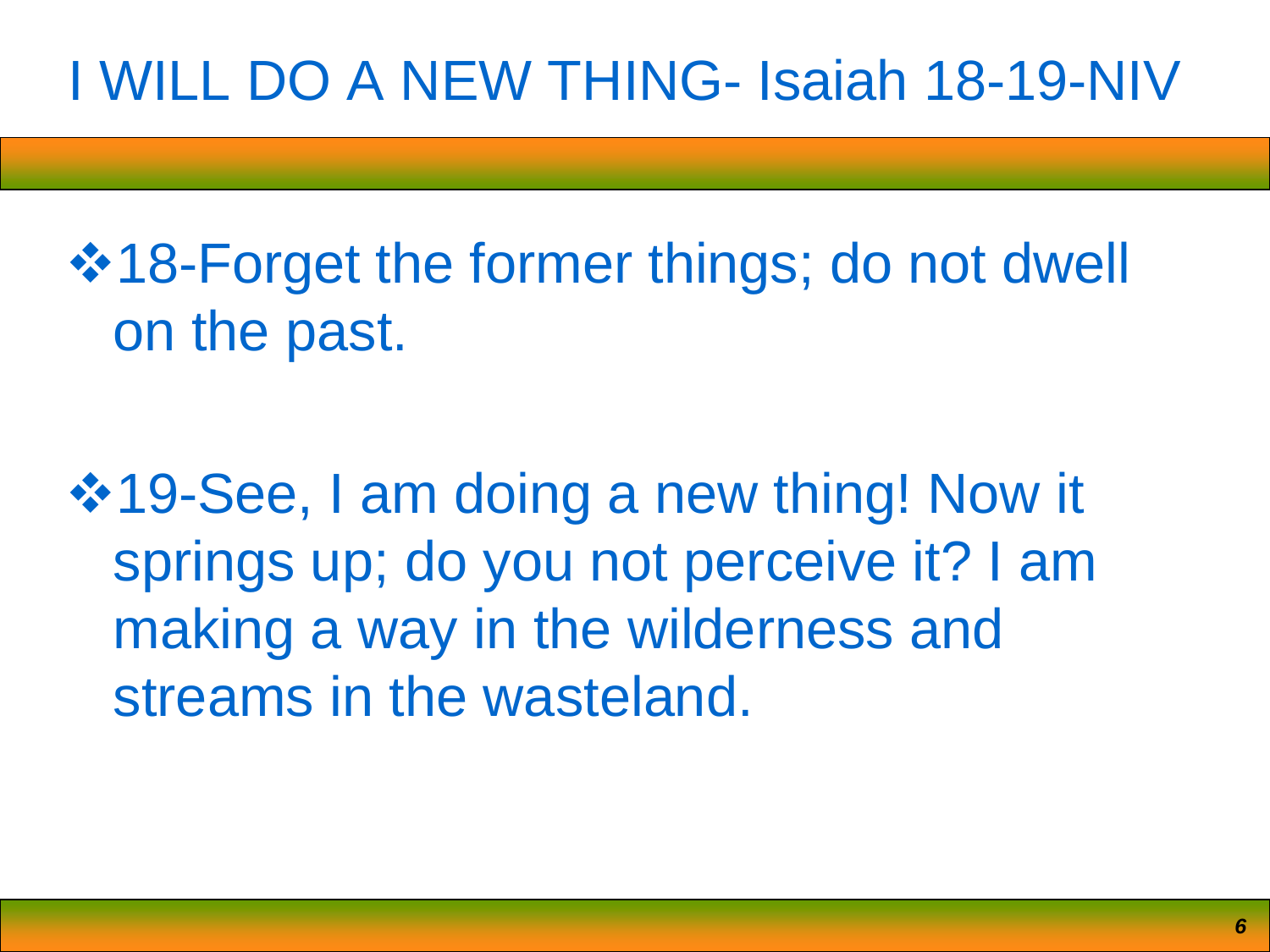# I WILL DO A NEW THING- Isaiah 18-19-NIV

- 18-Forget the former things; do not dwell on the past.

- 19-See, I am doing a new thing! Now it springs up; do you not perceive it? I am making a way in the wilderness and streams in the wasteland.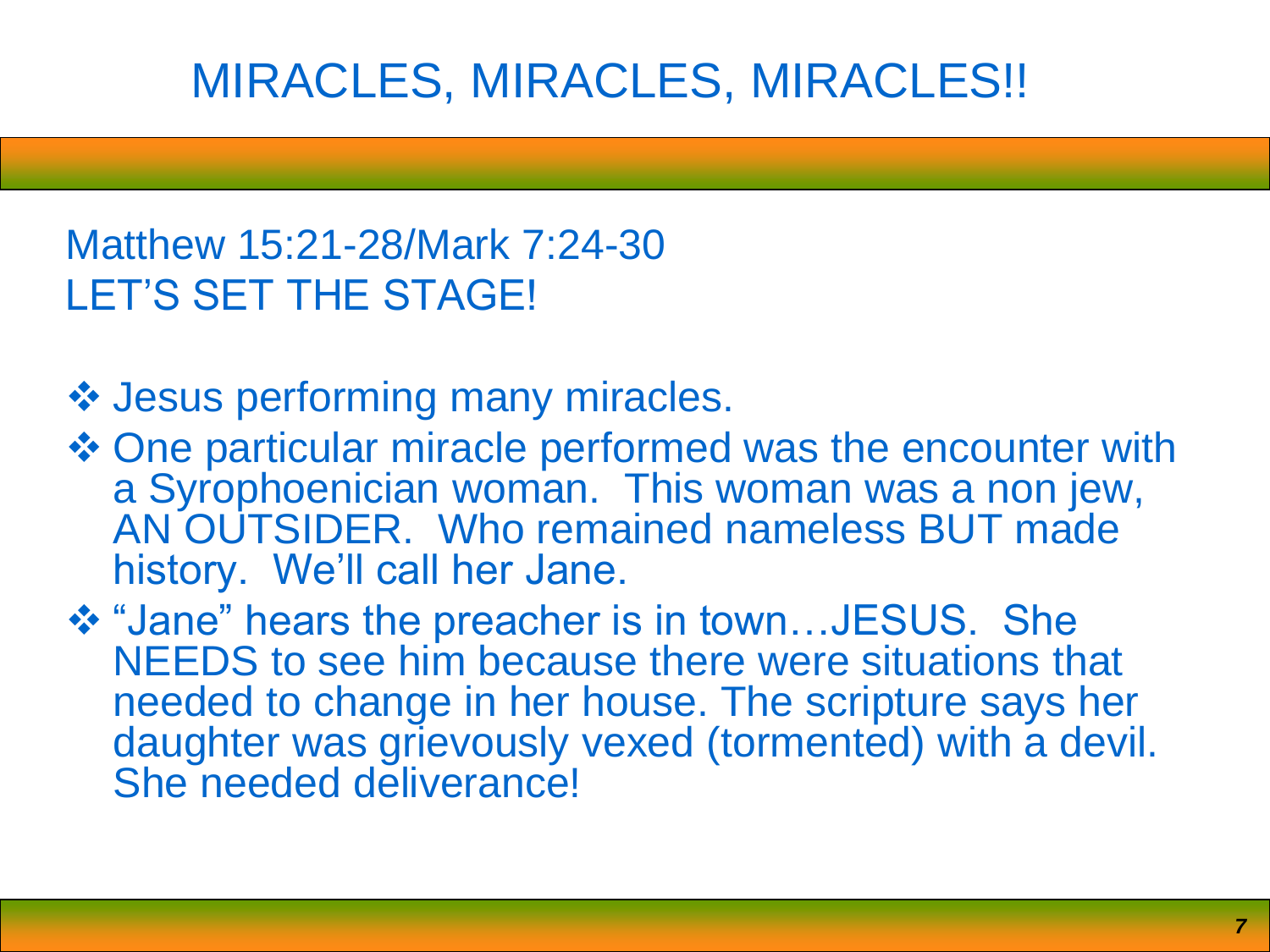# MIRACLES, MIRACLES, MIRACLES!!

Matthew 15:21-28/Mark 7:24-30
LET'S SET THE STAGE!

- Jesus performing many miracles.
- One particular miracle performed was the encounter with a Syrophoenician woman. This woman was a non jew, AN OUTSIDER. Who remained nameless BUT made history. We'll call her Jane.
- "Jane" hears the preacher is in town…JESUS. She NEEDS to see him because there were situations that needed to change in her house. The scripture says her daughter was grievously vexed (tormented) with a devil. She needed deliverance!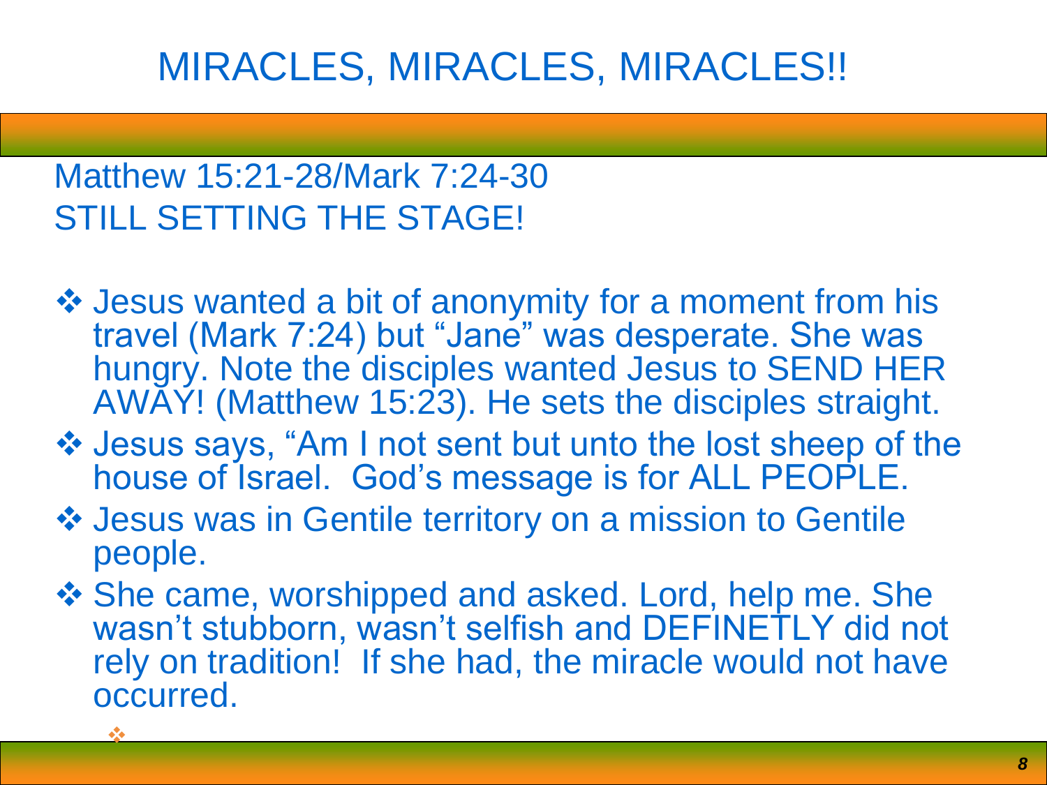# MIRACLES, MIRACLES, MIRACLES!!

## Matthew 15:21-28/Mark 7:24-30
## STILL SETTING THE STAGE!

- Jesus wanted a bit of anonymity for a moment from his travel (Mark 7:24) but “Jane” was desperate. She was hungry. Note the disciples wanted Jesus to SEND HER AWAY! (Matthew 15:23). He sets the disciples straight.
- Jesus says, “Am I not sent but unto the lost sheep of the house of Israel. God’s message is for ALL PEOPLE.
- Jesus was in Gentile territory on a mission to Gentile people.
- She came, worshipped and asked. Lord, help me. She wasn’t stubborn, wasn’t selfish and DEFINETLY did not rely on tradition! If she had, the miracle would not have occurred.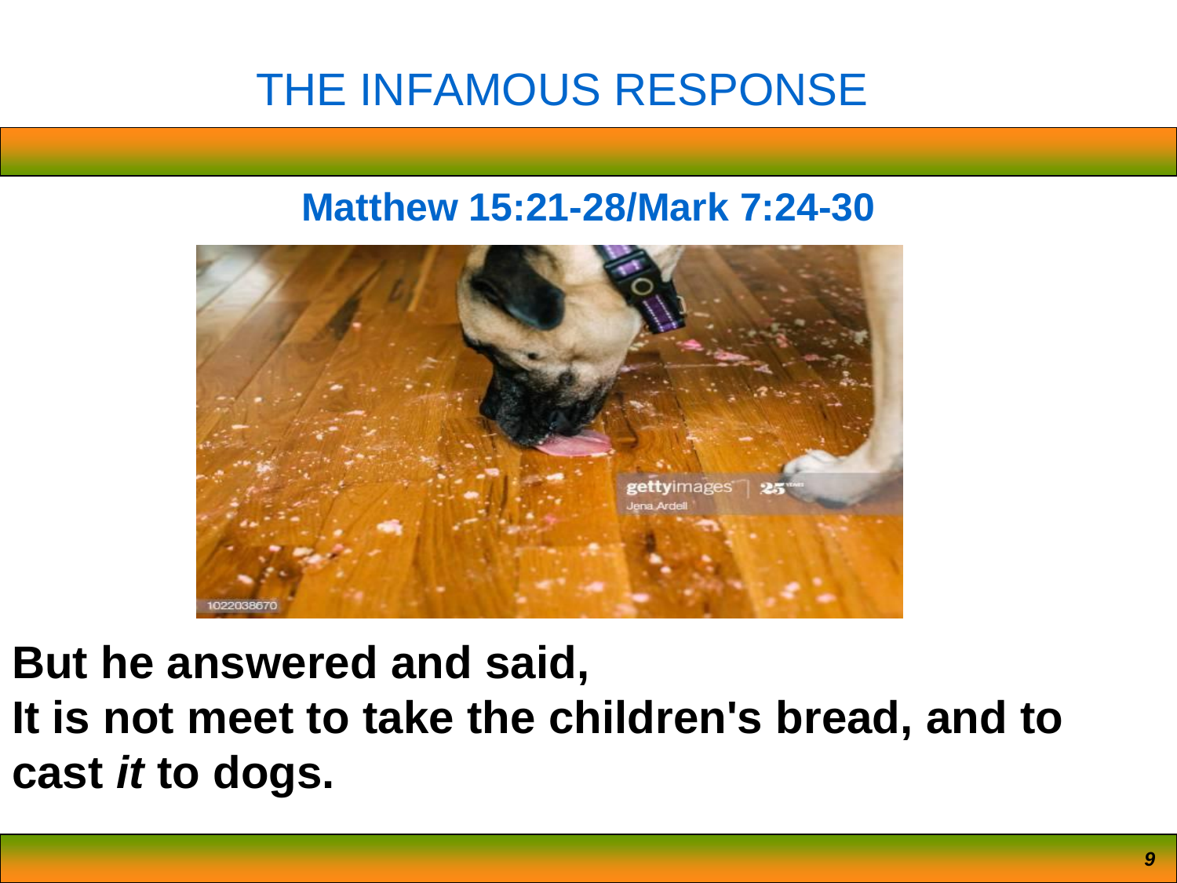# THE INFAMOUS RESPONSE

## Matthew 15:21-28/Mark 7:24-30

**But he answered and said,**

**It is not meet to take the children's bread, and to cast *it* to dogs.**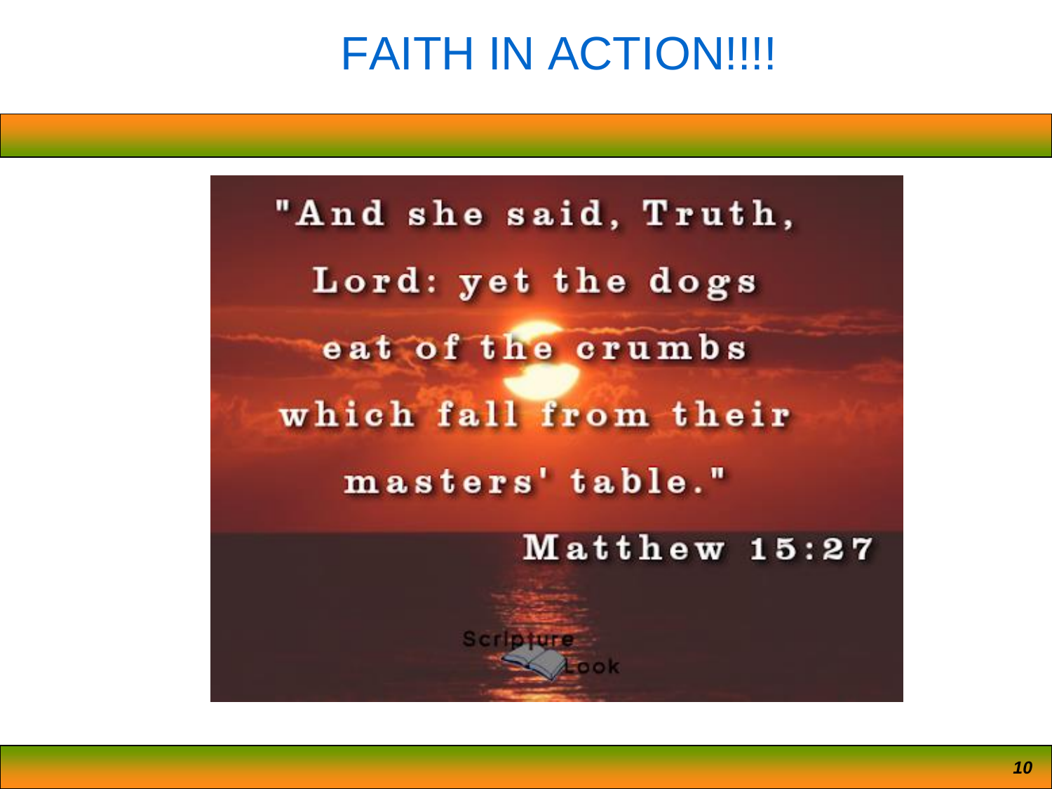# FAITH IN ACTION!!!!

"And she said, Truth, Lord: yet the dogs eat of the crumbs which fall from their masters' table."

Matthew 15:27

Scripture Look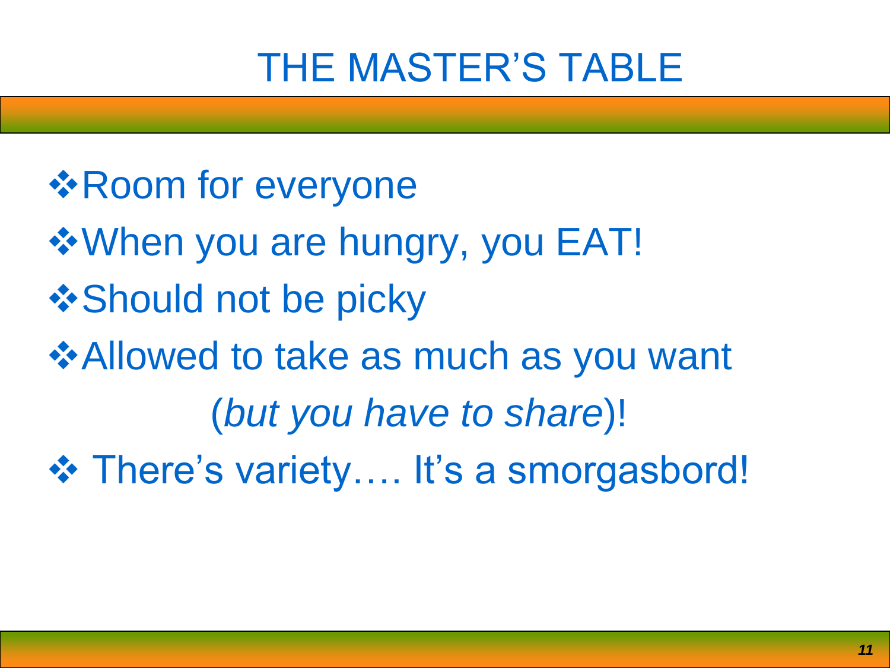# THE MASTER'S TABLE

- Room for everyone
- When you are hungry, you EAT!
- Should not be picky
- Allowed to take as much as you want

  (*but you have to share*)!
- There's variety…. It's a smorgasbord!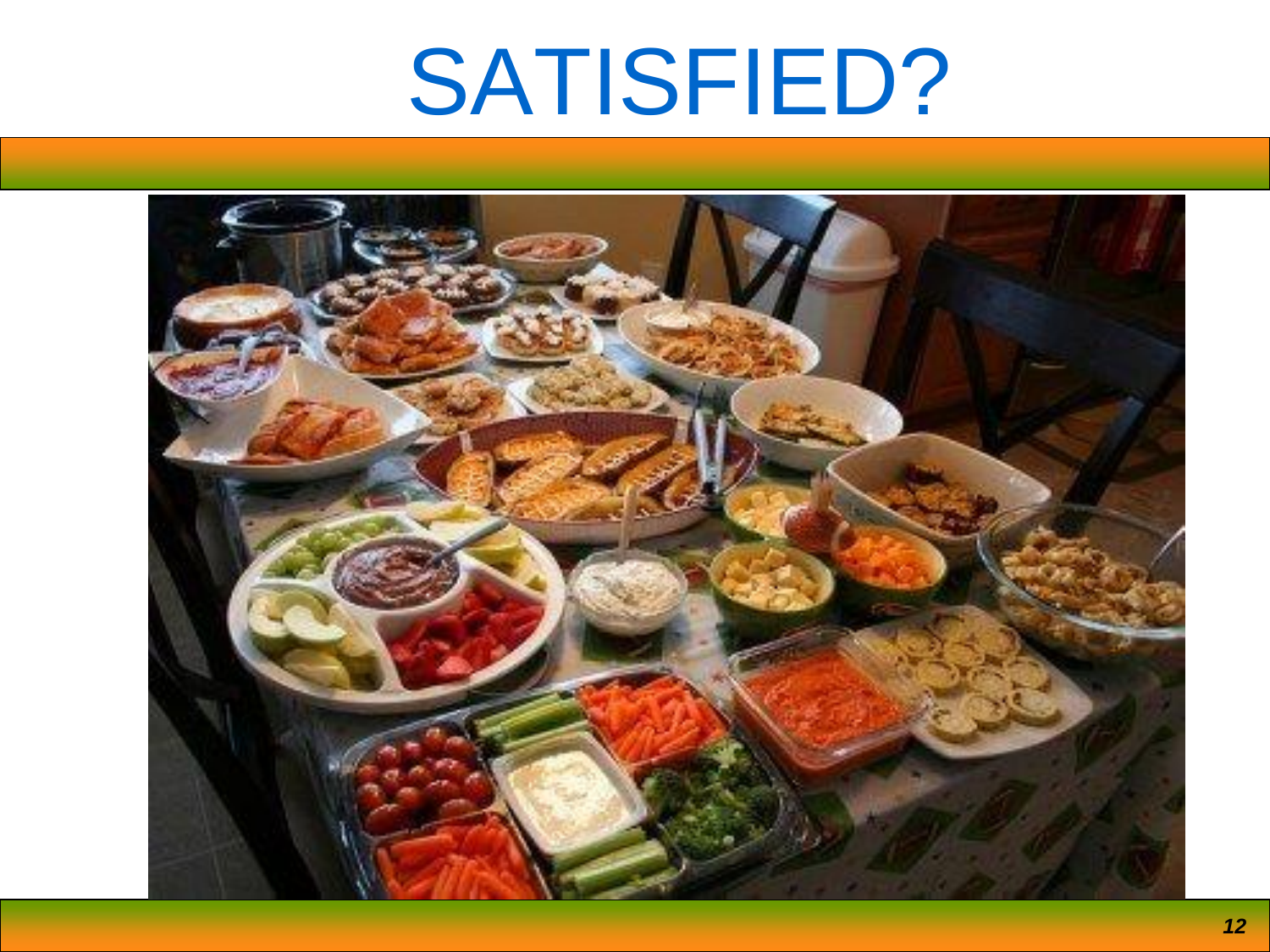# SATISFIED?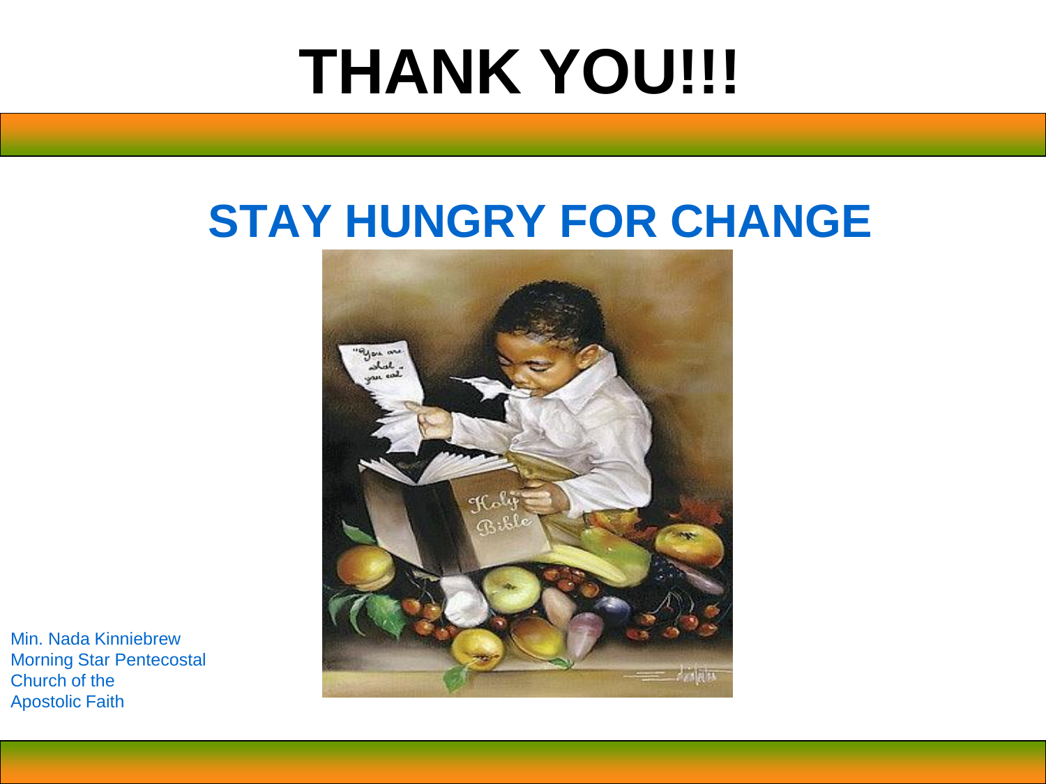# THANK YOU!!!

## STAY HUNGRY FOR CHANGE

Min. Nada Kinniebrew
Morning Star Pentecostal
Church of the
Apostolic Faith